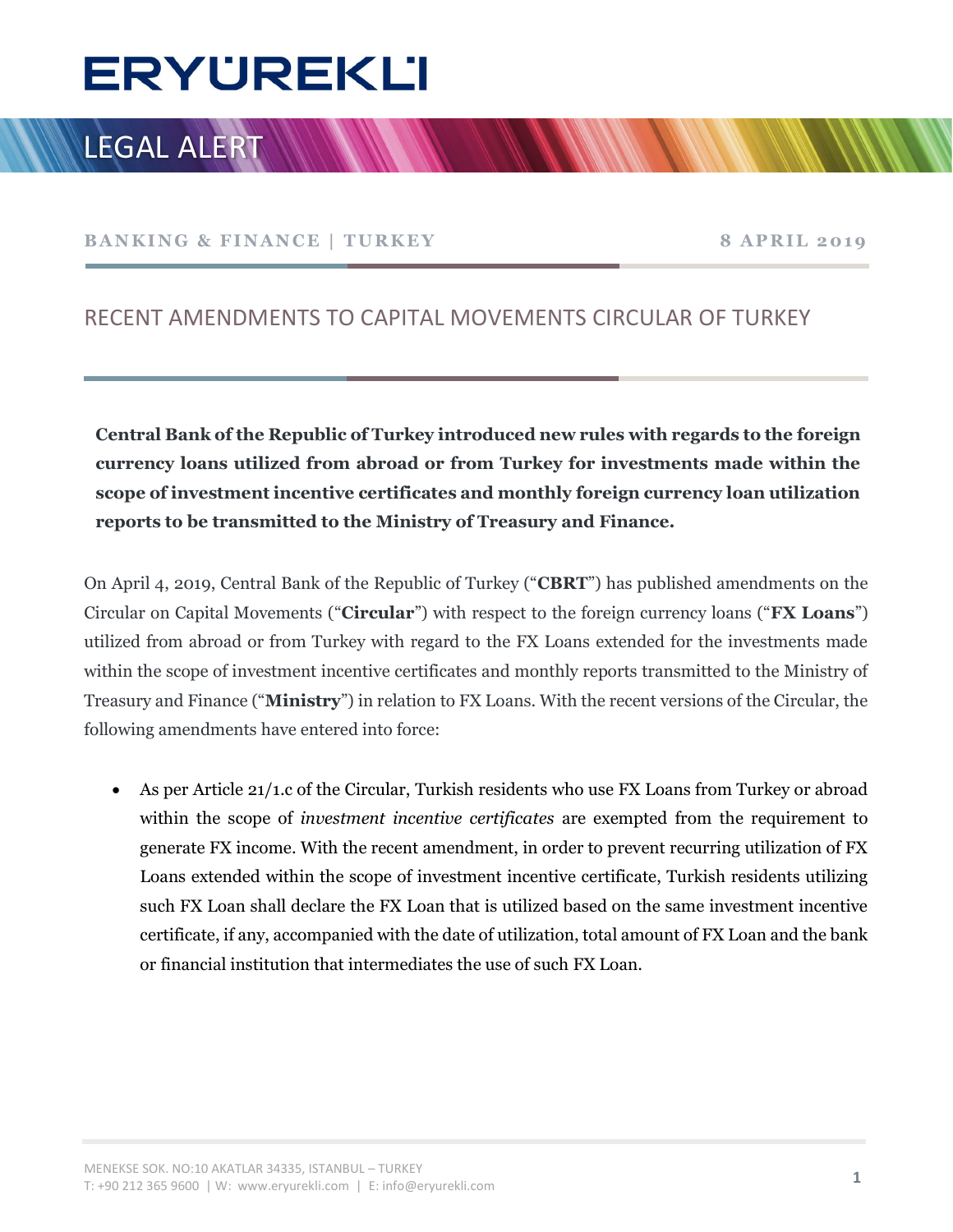# ERYÜREKLİ

## LEGAL ALERT

**BANKING & FINANCE | TURKEY** **8 APRIL 2019**

## RECENT AMENDMENTS TO CAPITAL MOVEMENTS CIRCULAR OF TURKEY

**Central Bank of the Republic of Turkey introduced new rules with regards to the foreign currency loans utilized from abroad or from Turkey for investments made within the scope of investment incentive certificates and monthly foreign currency loan utilization reports to be transmitted to the Ministry of Treasury and Finance.**

On April 4, 2019, Central Bank of the Republic of Turkey ("**CBRT**") has published amendments on the Circular on Capital Movements ("**Circular**") with respect to the foreign currency loans ("**FX Loans**") utilized from abroad or from Turkey with regard to the FX Loans extended for the investments made within the scope of investment incentive certificates and monthly reports transmitted to the Ministry of Treasury and Finance ("**Ministry**") in relation to FX Loans. With the recent versions of the Circular, the following amendments have entered into force:

- As per Article 21/1.c of the Circular, Turkish residents who use FX Loans from Turkey or abroad within the scope of *investment incentive certificates* are exempted from the requirement to generate FX income. With the recent amendment, in order to prevent recurring utilization of FX Loans extended within the scope of investment incentive certificate, Turkish residents utilizing such FX Loan shall declare the FX Loan that is utilized based on the same investment incentive certificate, if any, accompanied with the date of utilization, total amount of FX Loan and the bank or financial institution that intermediates the use of such FX Loan.

MENEKSE SOK. NO:10 AKATLAR 34335, ISTANBUL – TURKEY
T: +90 212 365 9600 | W: www.eryurekli.com | E: info@eryurekli.com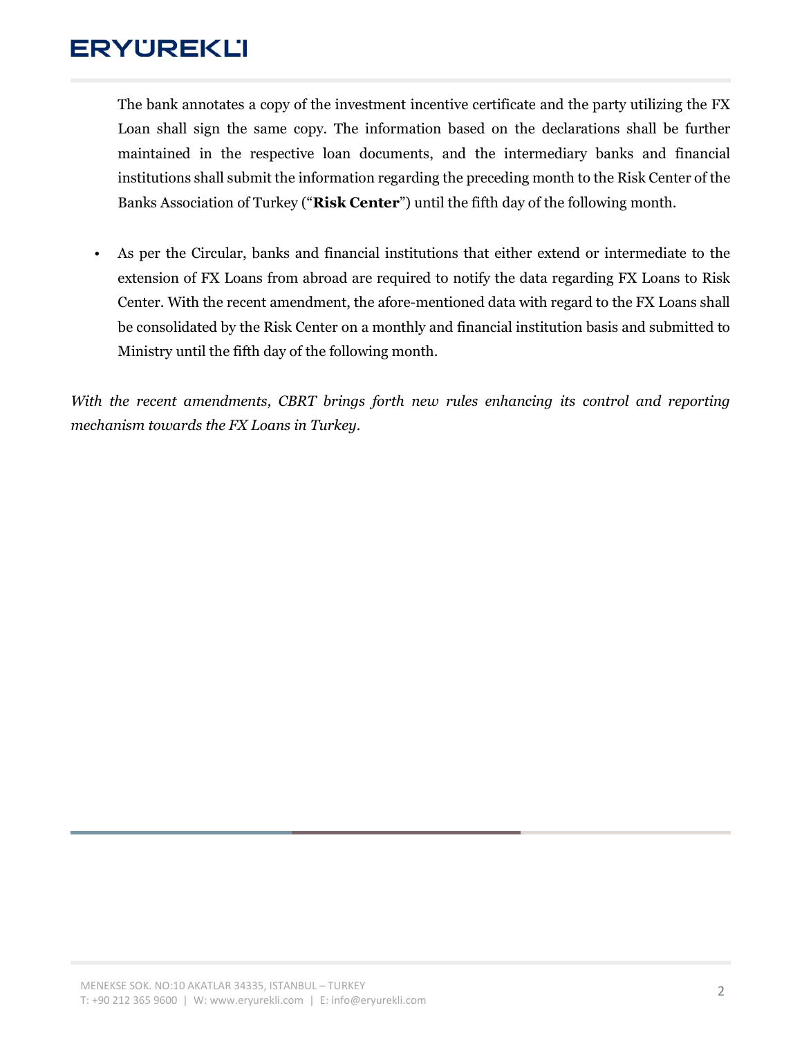The bank annotates a copy of the investment incentive certificate and the party utilizing the FX Loan shall sign the same copy. The information based on the declarations shall be further maintained in the respective loan documents, and the intermediary banks and financial institutions shall submit the information regarding the preceding month to the Risk Center of the Banks Association of Turkey ("**Risk Center**") until the fifth day of the following month.

- As per the Circular, banks and financial institutions that either extend or intermediate to the extension of FX Loans from abroad are required to notify the data regarding FX Loans to Risk Center. With the recent amendment, the afore-mentioned data with regard to the FX Loans shall be consolidated by the Risk Center on a monthly and financial institution basis and submitted to Ministry until the fifth day of the following month.

*With the recent amendments, CBRT brings forth new rules enhancing its control and reporting mechanism towards the FX Loans in Turkey.*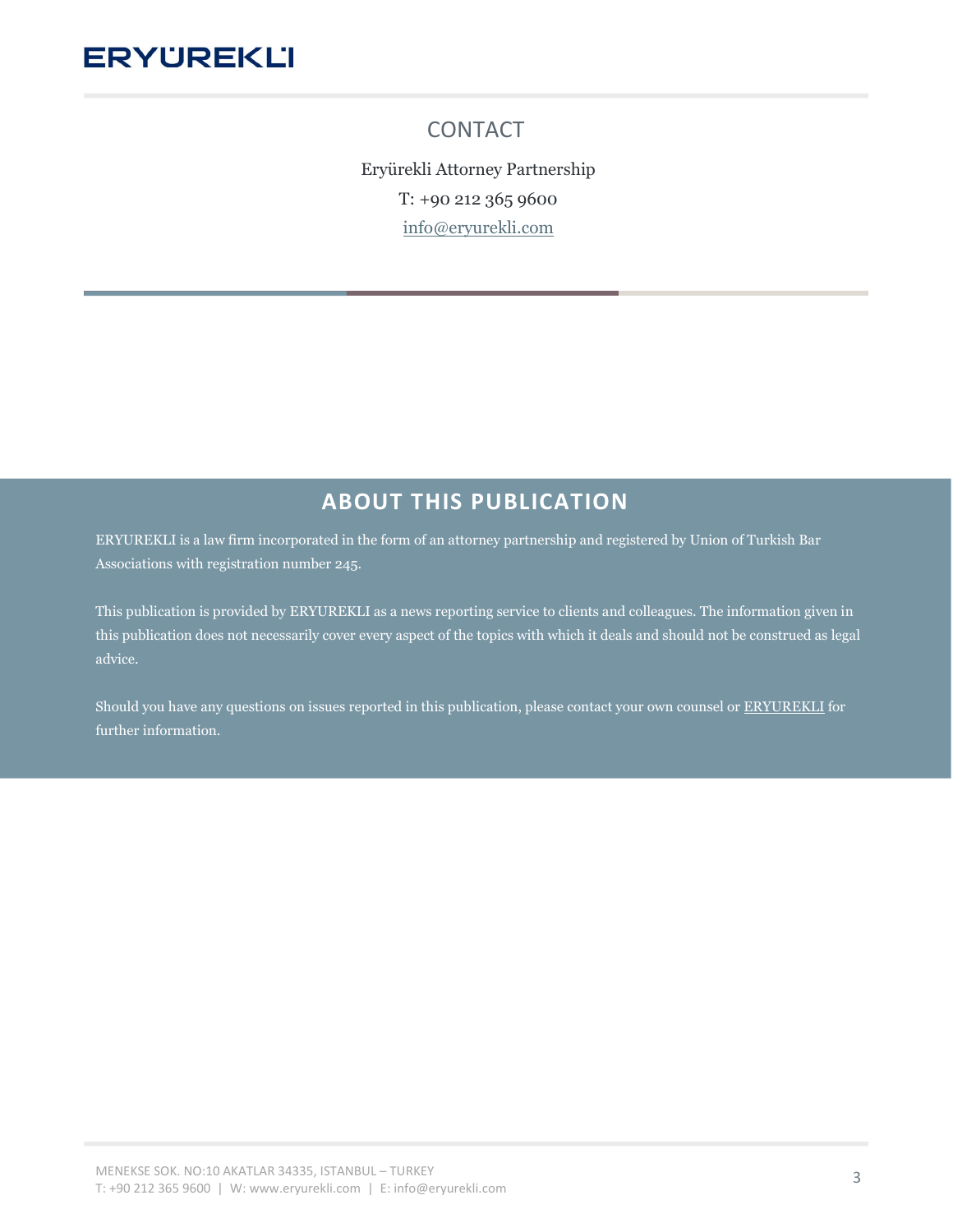## CONTACT

Eryürekli Attorney Partnership

T: +90 212 365 9600

info@eryurekli.com

## ABOUT THIS PUBLICATION

ERYUREKLI is a law firm incorporated in the form of an attorney partnership and registered by Union of Turkish Bar Associations with registration number 245.

This publication is provided by ERYUREKLI as a news reporting service to clients and colleagues. The information given in this publication does not necessarily cover every aspect of the topics with which it deals and should not be construed as legal advice.

Should you have any questions on issues reported in this publication, please contact your own counsel or ERYUREKLI for further information.